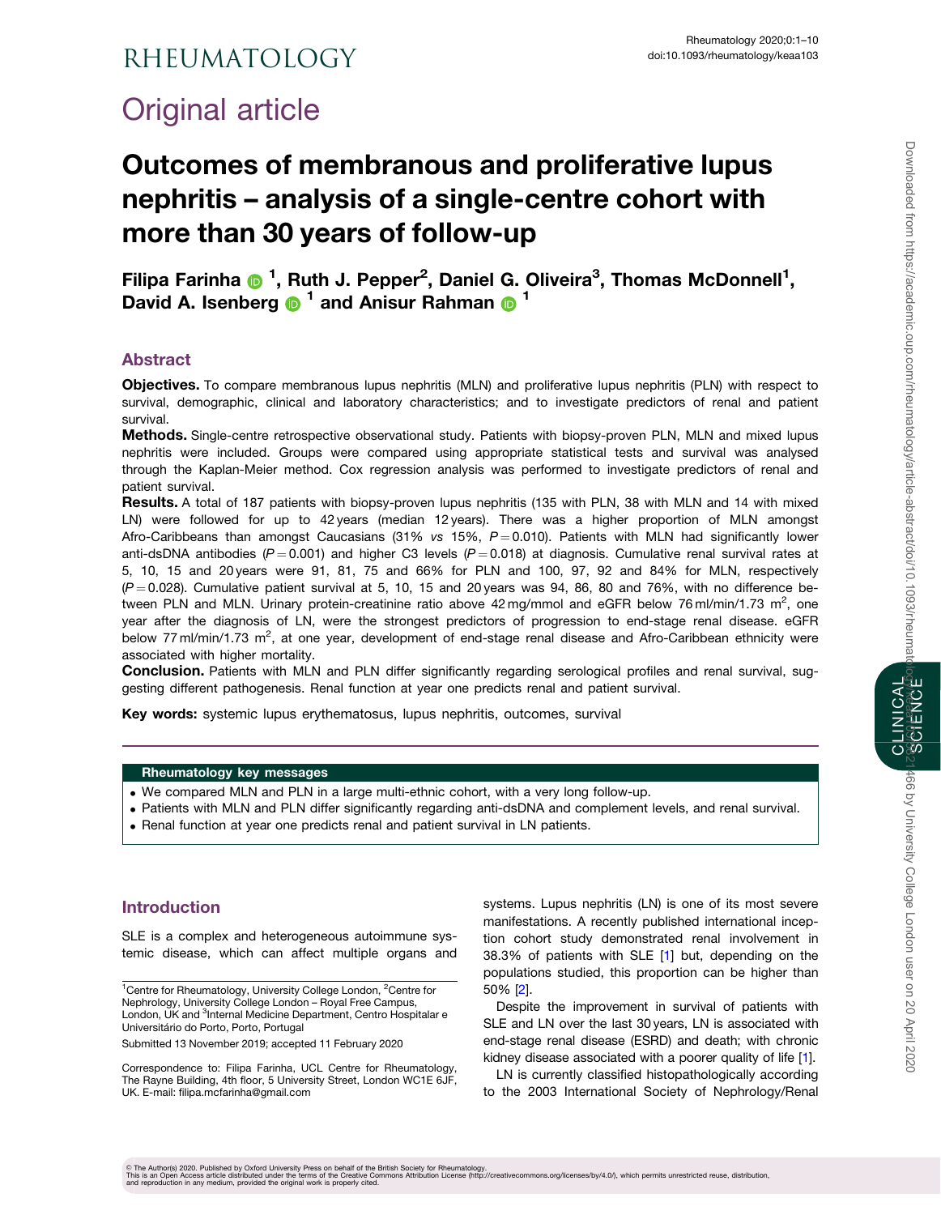# RHEUMATOLOGY

## Original article

# Outcomes of membranous and proliferative lupus nephritis – analysis of a single-centre cohort with more than 30 years of follow-up

**Filipa Farinha [1], Ruth J. Pepper[2], Daniel G. Oliveira[3], Thomas McDonnell[1], David A. Isenberg [1] and Anisur Rahman [1]**

## Abstract

**Objectives.** To compare membranous lupus nephritis (MLN) and proliferative lupus nephritis (PLN) with respect to survival, demographic, clinical and laboratory characteristics; and to investigate predictors of renal and patient survival.

**Methods.** Single-centre retrospective observational study. Patients with biopsy-proven PLN, MLN and mixed lupus nephritis were included. Groups were compared using appropriate statistical tests and survival was analysed through the Kaplan-Meier method. Cox regression analysis was performed to investigate predictors of renal and patient survival.

**Results.** A total of 187 patients with biopsy-proven lupus nephritis (135 with PLN, 38 with MLN and 14 with mixed LN) were followed for up to 42 years (median 12 years). There was a higher proportion of MLN amongst Afro-Caribbeans than amongst Caucasians (31% *vs* 15%, $P = 0.010$). Patients with MLN had significantly lower anti-dsDNA antibodies ($P = 0.001$) and higher C3 levels ($P = 0.018$) at diagnosis. Cumulative renal survival rates at 5, 10, 15 and 20 years were 91, 81, 75 and 66% for PLN and 100, 97, 92 and 84% for MLN, respectively ($P = 0.028$). Cumulative patient survival at 5, 10, 15 and 20 years was 94, 86, 80 and 76%, with no difference between PLN and MLN. Urinary protein-creatinine ratio above 42 mg/mmol and eGFR below 76 ml/min/1.73 $m^2$, one year after the diagnosis of LN, were the strongest predictors of progression to end-stage renal disease. eGFR below 77 ml/min/1.73 $m^2$, at one year, development of end-stage renal disease and Afro-Caribbean ethnicity were associated with higher mortality.

**Conclusion.** Patients with MLN and PLN differ significantly regarding serological profiles and renal survival, suggesting different pathogenesis. Renal function at year one predicts renal and patient survival.

**Key words:** systemic lupus erythematosus, lupus nephritis, outcomes, survival

### Rheumatology key messages

- We compared MLN and PLN in a large multi-ethnic cohort, with a very long follow-up.
- Patients with MLN and PLN differ significantly regarding anti-dsDNA and complement levels, and renal survival.
- Renal function at year one predicts renal and patient survival in LN patients.

## Introduction

SLE is a complex and heterogeneous autoimmune systemic disease, which can affect multiple organs and systems. Lupus nephritis (LN) is one of its most severe manifestations. A recently published international inception cohort study demonstrated renal involvement in 38.3% of patients with SLE [1] but, depending on the populations studied, this proportion can be higher than 50% [2].

Despite the improvement in survival of patients with SLE and LN over the last 30 years, LN is associated with end-stage renal disease (ESRD) and death; with chronic kidney disease associated with a poorer quality of life [1].

LN is currently classified histopathologically according to the 2003 International Society of Nephrology/Renal

[1]Centre for Rheumatology, University College London, [2]Centre for Nephrology, University College London – Royal Free Campus, London, UK and [3]Internal Medicine Department, Centro Hospitalar e Universitário do Porto, Porto, Portugal

Submitted 13 November 2019; accepted 11 February 2020

Correspondence to: Filipa Farinha, UCL Centre for Rheumatology, The Rayne Building, 4th floor, 5 University Street, London WC1E 6JF, UK. E-mail: filipa.mcfarinha@gmail.com

© The Author(s) 2020. Published by Oxford University Press on behalf of the British Society for Rheumatology. This is an Open Access article distributed under the terms of the Creative Commons Attribution License (http://creativecommons.org/licenses/by/4.0/), which permits unrestricted reuse, distribution, and reproduction in any medium, provided the original work is properly cited.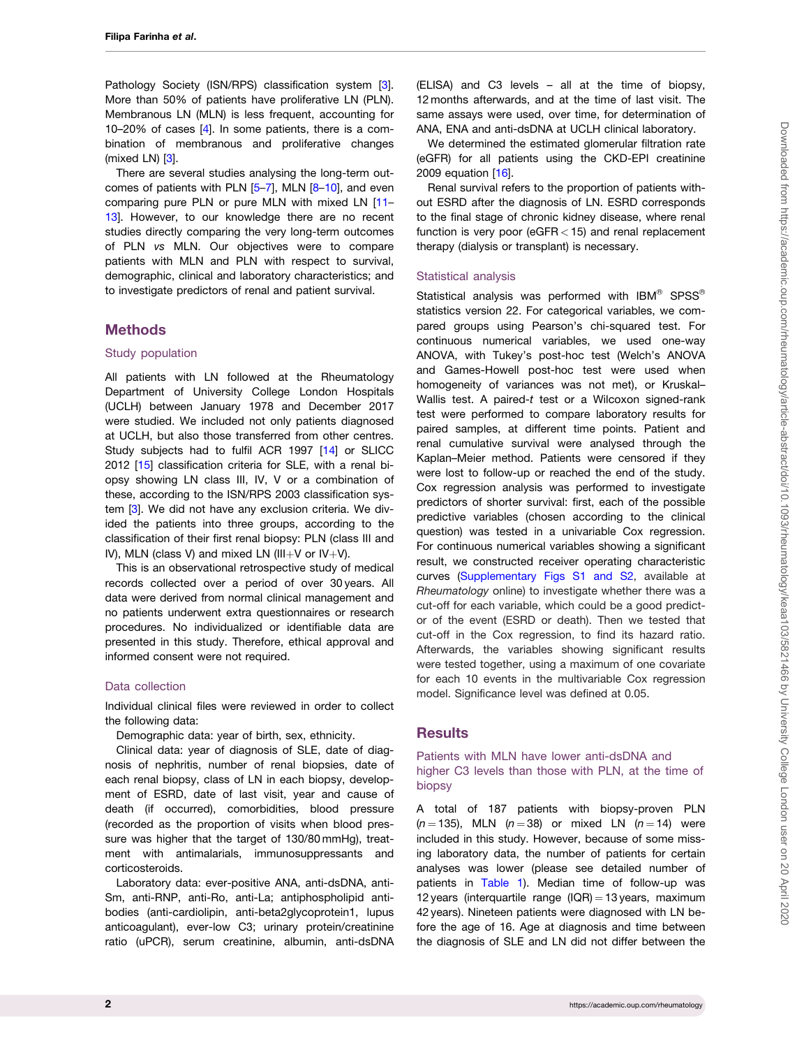Pathology Society (ISN/RPS) classification system [3]. More than 50% of patients have proliferative LN (PLN). Membranous LN (MLN) is less frequent, accounting for 10–20% of cases [4]. In some patients, there is a combination of membranous and proliferative changes (mixed LN) [3].

There are several studies analysing the long-term outcomes of patients with PLN [5–7], MLN [8–10], and even comparing pure PLN or pure MLN with mixed LN [11–13]. However, to our knowledge there are no recent studies directly comparing the very long-term outcomes of PLN *vs* MLN. Our objectives were to compare patients with MLN and PLN with respect to survival, demographic, clinical and laboratory characteristics; and to investigate predictors of renal and patient survival.

## Methods

### Study population

All patients with LN followed at the Rheumatology Department of University College London Hospitals (UCLH) between January 1978 and December 2017 were studied. We included not only patients diagnosed at UCLH, but also those transferred from other centres. Study subjects had to fulfil ACR 1997 [14] or SLICC 2012 [15] classification criteria for SLE, with a renal biopsy showing LN class III, IV, V or a combination of these, according to the ISN/RPS 2003 classification system [3]. We did not have any exclusion criteria. We divided the patients into three groups, according to the classification of their first renal biopsy: PLN (class III and IV), MLN (class V) and mixed LN (III+V or IV+V).

This is an observational retrospective study of medical records collected over a period of over 30 years. All data were derived from normal clinical management and no patients underwent extra questionnaires or research procedures. No individualized or identifiable data are presented in this study. Therefore, ethical approval and informed consent were not required.

### Data collection

Individual clinical files were reviewed in order to collect the following data:

Demographic data: year of birth, sex, ethnicity.

Clinical data: year of diagnosis of SLE, date of diagnosis of nephritis, number of renal biopsies, date of each renal biopsy, class of LN in each biopsy, development of ESRD, date of last visit, year and cause of death (if occurred), comorbidities, blood pressure (recorded as the proportion of visits when blood pressure was higher that the target of 130/80 mmHg), treatment with antimalarials, immunosuppressants and corticosteroids.

Laboratory data: ever-positive ANA, anti-dsDNA, anti-Sm, anti-RNP, anti-Ro, anti-La; antiphospholipid antibodies (anti-cardiolipin, anti-beta2glycoprotein1, lupus anticoagulant), ever-low C3; urinary protein/creatinine ratio (uPCR), serum creatinine, albumin, anti-dsDNA (ELISA) and C3 levels – all at the time of biopsy, 12 months afterwards, and at the time of last visit. The same assays were used, over time, for determination of ANA, ENA and anti-dsDNA at UCLH clinical laboratory.

We determined the estimated glomerular filtration rate (eGFR) for all patients using the CKD-EPI creatinine 2009 equation [16].

Renal survival refers to the proportion of patients without ESRD after the diagnosis of LN. ESRD corresponds to the final stage of chronic kidney disease, where renal function is very poor (eGFR $< 15$) and renal replacement therapy (dialysis or transplant) is necessary.

### Statistical analysis

Statistical analysis was performed with IBM® SPSS® statistics version 22. For categorical variables, we compared groups using Pearson's chi-squared test. For continuous numerical variables, we used one-way ANOVA, with Tukey's post-hoc test (Welch's ANOVA and Games-Howell post-hoc test were used when homogeneity of variances was not met), or Kruskal–Wallis test. A paired-*t* test or a Wilcoxon signed-rank test were performed to compare laboratory results for paired samples, at different time points. Patient and renal cumulative survival were analysed through the Kaplan–Meier method. Patients were censored if they were lost to follow-up or reached the end of the study. Cox regression analysis was performed to investigate predictors of shorter survival: first, each of the possible predictive variables (chosen according to the clinical question) was tested in a univariable Cox regression. For continuous numerical variables showing a significant result, we constructed receiver operating characteristic curves (Supplementary Figs S1 and S2, available at *Rheumatology* online) to investigate whether there was a cut-off for each variable, which could be a good predictor of the event (ESRD or death). Then we tested that cut-off in the Cox regression, to find its hazard ratio. Afterwards, the variables showing significant results were tested together, using a maximum of one covariate for each 10 events in the multivariable Cox regression model. Significance level was defined at 0.05.

## Results

### Patients with MLN have lower anti-dsDNA and higher C3 levels than those with PLN, at the time of biopsy

A total of 187 patients with biopsy-proven PLN ($n = 135$), MLN ($n = 38$) or mixed LN ($n = 14$) were included in this study. However, because of some missing laboratory data, the number of patients for certain analyses was lower (please see detailed number of patients in Table 1). Median time of follow-up was 12 years (interquartile range (IQR) = 13 years, maximum 42 years). Nineteen patients were diagnosed with LN before the age of 16. Age at diagnosis and time between the diagnosis of SLE and LN did not differ between the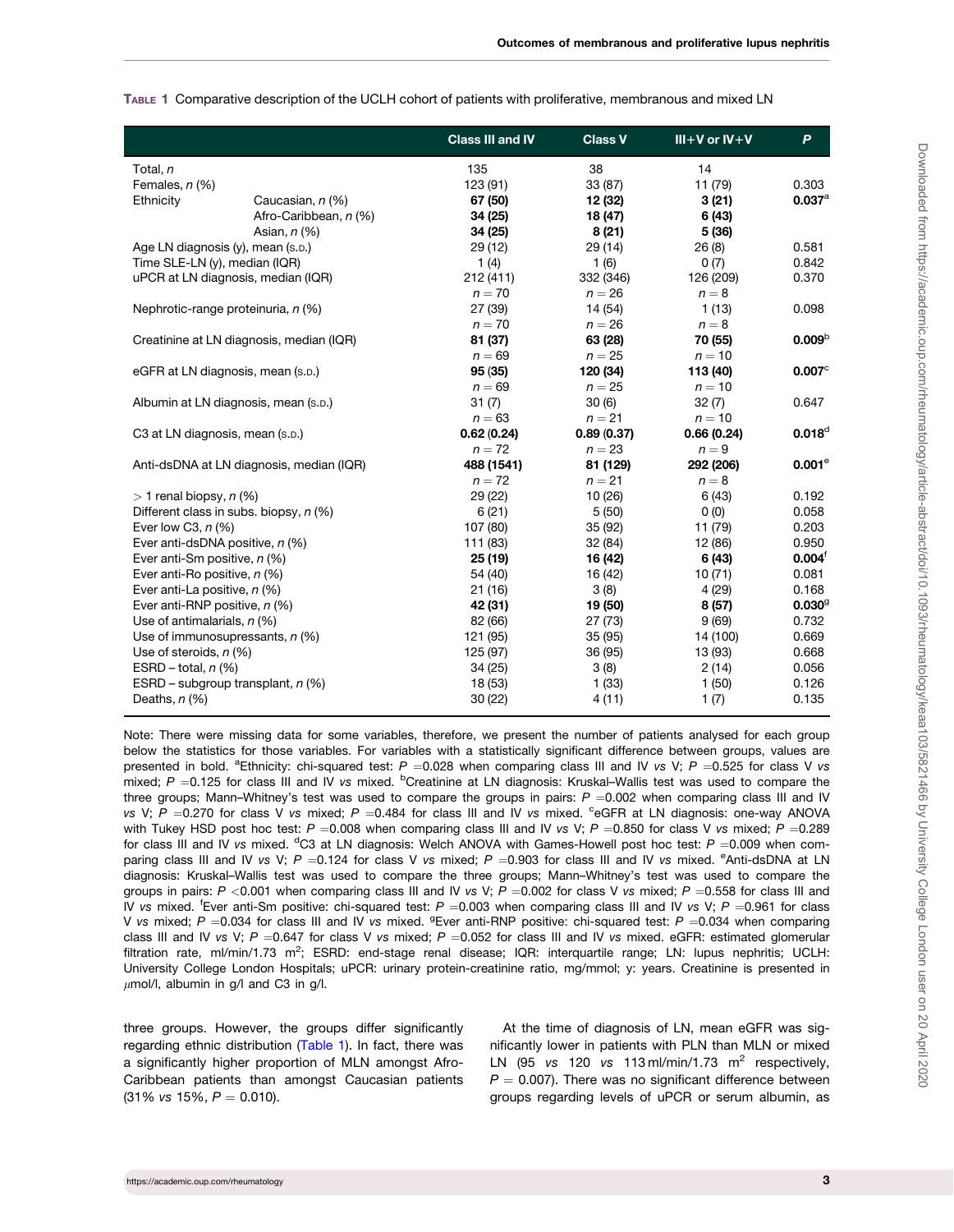Table 1 Comparative description of the UCLH cohort of patients with proliferative, membranous and mixed LN

| | | Class III and IV | Class V | III+V or IV+V | *P* |
|---|---|---|---|---|---|
| Total, *n* | | 135 | 38 | 14 | |
| Females, *n* (%) | | 123 (91) | 33 (87) | 11 (79) | 0.303 |
| Ethnicity | Caucasian, *n* (%) | **67 (50)** | **12 (32)** | **3 (21)** | **0.037**[a] |
| | Afro-Caribbean, *n* (%) | **34 (25)** | **18 (47)** | **6 (43)** | |
| | Asian, *n* (%) | **34 (25)** | **8 (21)** | **5 (36)** | |
| Age LN diagnosis (y), mean (S.D.) | | 29 (12) | 29 (14) | 26 (8) | 0.581 |
| Time SLE-LN (y), median (IQR) | | 1 (4) | 1 (6) | 0 (7) | 0.842 |
| uPCR at LN diagnosis, median (IQR) | | 212 (411) *n* = 70 | 332 (346) *n* = 26 | 126 (209) *n* = 8 | 0.370 |
| Nephrotic-range proteinuria, *n* (%) | | 27 (39) *n* = 70 | 14 (54) *n* = 26 | 1 (13) *n* = 8 | 0.098 |
| Creatinine at LN diagnosis, median (IQR) | | **81 (37)** *n* = 69 | **63 (28)** *n* = 25 | **70 (55)** *n* = 10 | **0.009**[b] |
| eGFR at LN diagnosis, mean (S.D.) | | **95 (35)** *n* = 69 | **120 (34)** *n* = 25 | **113 (40)** *n* = 10 | **0.007**[c] |
| Albumin at LN diagnosis, mean (S.D.) | | 31 (7) *n* = 63 | 30 (6) *n* = 21 | 32 (7) *n* = 10 | 0.647 |
| C3 at LN diagnosis, mean (S.D.) | | **0.62 (0.24)** *n* = 72 | **0.89 (0.37)** *n* = 23 | **0.66 (0.24)** *n* = 9 | **0.018**[d] |
| Anti-dsDNA at LN diagnosis, median (IQR) | | **488 (1541)** *n* = 72 | **81 (129)** *n* = 21 | **292 (206)** *n* = 8 | **0.001**[e] |
| > 1 renal biopsy, *n* (%) | | 29 (22) | 10 (26) | 6 (43) | 0.192 |
| Different class in subs. biopsy, *n* (%) | | 6 (21) | 5 (50) | 0 (0) | 0.058 |
| Ever low C3, *n* (%) | | 107 (80) | 35 (92) | 11 (79) | 0.203 |
| Ever anti-dsDNA positive, *n* (%) | | 111 (83) | 32 (84) | 12 (86) | 0.950 |
| Ever anti-Sm positive, *n* (%) | | **25 (19)** | **16 (42)** | **6 (43)** | **0.004**[f] |
| Ever anti-Ro positive, *n* (%) | | 54 (40) | 16 (42) | 10 (71) | 0.081 |
| Ever anti-La positive, *n* (%) | | 21 (16) | 3 (8) | 4 (29) | 0.168 |
| Ever anti-RNP positive, *n* (%) | | **42 (31)** | **19 (50)** | **8 (57)** | **0.030**[g] |
| Use of antimalarials, *n* (%) | | 82 (66) | 27 (73) | 9 (69) | 0.732 |
| Use of immunosupressants, *n* (%) | | 121 (95) | 35 (95) | 14 (100) | 0.669 |
| Use of steroids, *n* (%) | | 125 (97) | 36 (95) | 13 (93) | 0.668 |
| ESRD – total, *n* (%) | | 34 (25) | 3 (8) | 2 (14) | 0.056 |
| ESRD – subgroup transplant, *n* (%) | | 18 (53) | 1 (33) | 1 (50) | 0.126 |
| Deaths, *n* (%) | | 30 (22) | 4 (11) | 1 (7) | 0.135 |

Note: There were missing data for some variables, therefore, we present the number of patients analysed for each group below the statistics for those variables. For variables with a statistically significant difference between groups, values are presented in bold. [a]Ethnicity: chi-squared test: $P = 0.028$ when comparing class III and IV *vs* V; $P = 0.525$ for class V *vs* mixed; $P = 0.125$ for class III and IV *vs* mixed. [b]Creatinine at LN diagnosis: Kruskal–Wallis test was used to compare the three groups; Mann–Whitney's test was used to compare the groups in pairs: $P = 0.002$ when comparing class III and IV *vs* V; $P = 0.270$ for class V *vs* mixed; $P = 0.484$ for class III and IV *vs* mixed. [c]eGFR at LN diagnosis: one-way ANOVA with Tukey HSD post hoc test: $P = 0.008$ when comparing class III and IV *vs* V; $P = 0.850$ for class V *vs* mixed; $P = 0.289$ for class III and IV *vs* mixed. [d]C3 at LN diagnosis: Welch ANOVA with Games-Howell post hoc test: $P = 0.009$ when comparing class III and IV *vs* V; $P = 0.124$ for class V *vs* mixed; $P = 0.903$ for class III and IV *vs* mixed. [e]Anti-dsDNA at LN diagnosis: Kruskal–Wallis test was used to compare the three groups; Mann–Whitney's test was used to compare the groups in pairs: $P < 0.001$ when comparing class III and IV *vs* V; $P = 0.002$ for class V *vs* mixed; $P = 0.558$ for class III and IV *vs* mixed. [f]Ever anti-Sm positive: chi-squared test: $P = 0.003$ when comparing class III and IV *vs* V; $P = 0.961$ for class V *vs* mixed; $P = 0.034$ for class III and IV *vs* mixed. [g]Ever anti-RNP positive: chi-squared test: $P = 0.034$ when comparing class III and IV *vs* V; $P = 0.647$ for class V *vs* mixed; $P = 0.052$ for class III and IV *vs* mixed. eGFR: estimated glomerular filtration rate, ml/min/1.73 m$^2$; ESRD: end-stage renal disease; IQR: interquartile range; LN: lupus nephritis; UCLH: University College London Hospitals; uPCR: urinary protein-creatinine ratio, mg/mmol; y: years. Creatinine is presented in $\mu$mol/l, albumin in g/l and C3 in g/l.

three groups. However, the groups differ significantly regarding ethnic distribution (Table 1). In fact, there was a significantly higher proportion of MLN amongst Afro-Caribbean patients than amongst Caucasian patients (31% *vs* 15%, $P = 0.010$).

At the time of diagnosis of LN, mean eGFR was significantly lower in patients with PLN than MLN or mixed LN (95 *vs* 120 *vs* 113 ml/min/1.73 m$^2$ respectively, $P = 0.007$). There was no significant difference between groups regarding levels of uPCR or serum albumin, as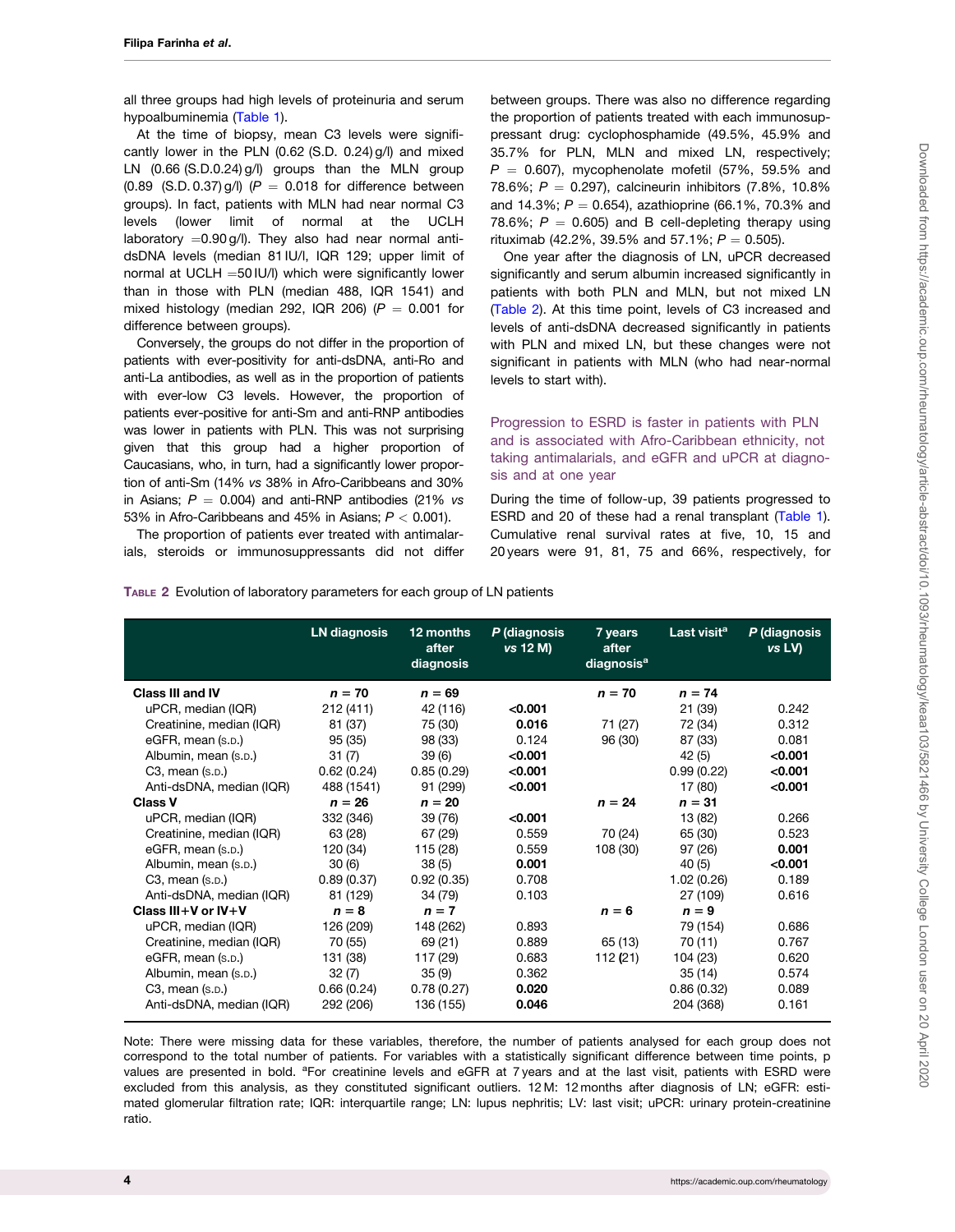all three groups had high levels of proteinuria and serum hypoalbuminemia (Table 1).

At the time of biopsy, mean C3 levels were significantly lower in the PLN (0.62 (S.D. 0.24) g/l) and mixed LN (0.66 (S.D.0.24) g/l) groups than the MLN group (0.89 (S.D. 0.37) g/l) ($P$ = 0.018 for difference between groups). In fact, patients with MLN had near normal C3 levels (lower limit of normal at the UCLH laboratory =0.90 g/l). They also had near normal anti-dsDNA levels (median 81 IU/l, IQR 129; upper limit of normal at UCLH =50 IU/l) which were significantly lower than in those with PLN (median 488, IQR 1541) and mixed histology (median 292, IQR 206) ($P$ = 0.001 for difference between groups).

Conversely, the groups do not differ in the proportion of patients with ever-positivity for anti-dsDNA, anti-Ro and anti-La antibodies, as well as in the proportion of patients with ever-low C3 levels. However, the proportion of patients ever-positive for anti-Sm and anti-RNP antibodies was lower in patients with PLN. This was not surprising given that this group had a higher proportion of Caucasians, who, in turn, had a significantly lower proportion of anti-Sm (14% *vs* 38% in Afro-Caribbeans and 30% in Asians; $P$ = 0.004) and anti-RNP antibodies (21% *vs* 53% in Afro-Caribbeans and 45% in Asians; $P < 0.001$).

The proportion of patients ever treated with antimalarials, steroids or immunosuppressants did not differ between groups. There was also no difference regarding the proportion of patients treated with each immunosuppressant drug: cyclophosphamide (49.5%, 45.9% and 35.7% for PLN, MLN and mixed LN, respectively; $P$ = 0.607), mycophenolate mofetil (57%, 59.5% and 78.6%; $P$ = 0.297), calcineurin inhibitors (7.8%, 10.8% and 14.3%; $P$ = 0.654), azathioprine (66.1%, 70.3% and 78.6%; $P$ = 0.605) and B cell-depleting therapy using rituximab (42.2%, 39.5% and 57.1%; $P$ = 0.505).

One year after the diagnosis of LN, uPCR decreased significantly and serum albumin increased significantly in patients with both PLN and MLN, but not mixed LN (Table 2). At this time point, levels of C3 increased and levels of anti-dsDNA decreased significantly in patients with PLN and mixed LN, but these changes were not significant in patients with MLN (who had near-normal levels to start with).

### Progression to ESRD is faster in patients with PLN and is associated with Afro-Caribbean ethnicity, not taking antimalarials, and eGFR and uPCR at diagnosis and at one year

During the time of follow-up, 39 patients progressed to ESRD and 20 of these had a renal transplant (Table 1). Cumulative renal survival rates at five, 10, 15 and 20 years were 91, 81, 75 and 66%, respectively, for

**Table 2** Evolution of laboratory parameters for each group of LN patients

| | LN diagnosis | 12 months after diagnosis | P (diagnosis *vs* 12 M) | 7 years after diagnosis[a] | Last visit[a] | P (diagnosis *vs* LV) |
|---|---|---|---|---|---|---|
| **Class III and IV** | *n* = 70 | *n* = 69 | | *n* = 70 | *n* = 74 | |
| uPCR, median (IQR) | 212 (411) | 42 (116) | **<0.001** | | 21 (39) | 0.242 |
| Creatinine, median (IQR) | 81 (37) | 75 (30) | **0.016** | 71 (27) | 72 (34) | 0.312 |
| eGFR, mean (S.D.) | 95 (35) | 98 (33) | 0.124 | 96 (30) | 87 (33) | 0.081 |
| Albumin, mean (S.D.) | 31 (7) | 39 (6) | **<0.001** | | 42 (5) | **<0.001** |
| C3, mean (S.D.) | 0.62 (0.24) | 0.85 (0.29) | **<0.001** | | 0.99 (0.22) | **<0.001** |
| Anti-dsDNA, median (IQR) | 488 (1541) | 91 (299) | **<0.001** | | 17 (80) | **<0.001** |
| **Class V** | *n* = 26 | *n* = 20 | | *n* = 24 | *n* = 31 | |
| uPCR, median (IQR) | 332 (346) | 39 (76) | **<0.001** | | 13 (82) | 0.266 |
| Creatinine, median (IQR) | 63 (28) | 67 (29) | 0.559 | 70 (24) | 65 (30) | 0.523 |
| eGFR, mean (S.D.) | 120 (34) | 115 (28) | 0.559 | 108 (30) | 97 (26) | **0.001** |
| Albumin, mean (S.D.) | 30 (6) | 38 (5) | **0.001** | | 40 (5) | **<0.001** |
| C3, mean (S.D.) | 0.89 (0.37) | 0.92 (0.35) | 0.708 | | 1.02 (0.26) | 0.189 |
| Anti-dsDNA, median (IQR) | 81 (129) | 34 (79) | 0.103 | | 27 (109) | 0.616 |
| **Class III+V or IV+V** | *n* = 8 | *n* = 7 | | *n* = 6 | *n* = 9 | |
| uPCR, median (IQR) | 126 (209) | 148 (262) | 0.893 | | 79 (154) | 0.686 |
| Creatinine, median (IQR) | 70 (55) | 69 (21) | 0.889 | 65 (13) | 70 (11) | 0.767 |
| eGFR, mean (S.D.) | 131 (38) | 117 (29) | 0.683 | 112 (21) | 104 (23) | 0.620 |
| Albumin, mean (S.D.) | 32 (7) | 35 (9) | 0.362 | | 35 (14) | 0.574 |
| C3, mean (S.D.) | 0.66 (0.24) | 0.78 (0.27) | **0.020** | | 0.86 (0.32) | 0.089 |
| Anti-dsDNA, median (IQR) | 292 (206) | 136 (155) | **0.046** | | 204 (368) | 0.161 |

Note: There were missing data for these variables, therefore, the number of patients analysed for each group does not correspond to the total number of patients. For variables with a statistically significant difference between time points, p values are presented in bold. [a]For creatinine levels and eGFR at 7 years and at the last visit, patients with ESRD were excluded from this analysis, as they constituted significant outliers. 12 M: 12 months after diagnosis of LN; eGFR: estimated glomerular filtration rate; IQR: interquartile range; LN: lupus nephritis; LV: last visit; uPCR: urinary protein-creatinine ratio.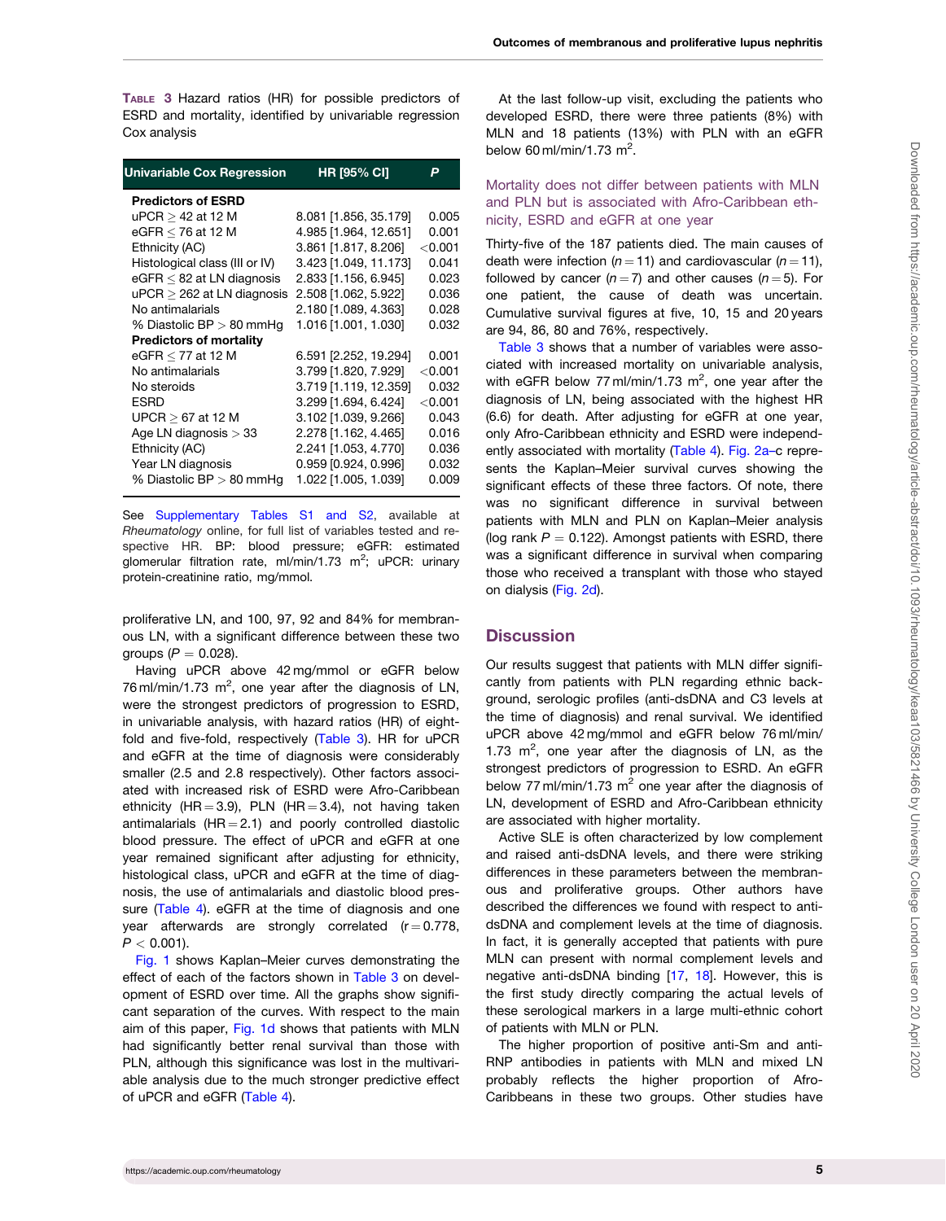**TABLE 3** Hazard ratios (HR) for possible predictors of ESRD and mortality, identified by univariable regression Cox analysis

| Univariable Cox Regression | HR [95% CI] | P |
|---|---|---|
| **Predictors of ESRD** | | |
| uPCR ≥ 42 at 12 M | 8.081 [1.856, 35.179] | 0.005 |
| eGFR ≤ 76 at 12 M | 4.985 [1.964, 12.651] | 0.001 |
| Ethnicity (AC) | 3.861 [1.817, 8.206] | <0.001 |
| Histological class (III or IV) | 3.423 [1.049, 11.173] | 0.041 |
| eGFR ≤ 82 at LN diagnosis | 2.833 [1.156, 6.945] | 0.023 |
| uPCR ≥ 262 at LN diagnosis | 2.508 [1.062, 5.922] | 0.036 |
| No antimalarials | 2.180 [1.089, 4.363] | 0.028 |
| % Diastolic BP > 80 mmHg | 1.016 [1.001, 1.030] | 0.032 |
| **Predictors of mortality** | | |
| eGFR ≤ 77 at 12 M | 6.591 [2.252, 19.294] | 0.001 |
| No antimalarials | 3.799 [1.820, 7.929] | <0.001 |
| No steroids | 3.719 [1.119, 12.359] | 0.032 |
| ESRD | 3.299 [1.694, 6.424] | <0.001 |
| UPCR ≥ 67 at 12 M | 3.102 [1.039, 9.266] | 0.043 |
| Age LN diagnosis > 33 | 2.278 [1.162, 4.465] | 0.016 |
| Ethnicity (AC) | 2.241 [1.053, 4.770] | 0.036 |
| Year LN diagnosis | 0.959 [0.924, 0.996] | 0.032 |
| % Diastolic BP > 80 mmHg | 1.022 [1.005, 1.039] | 0.009 |

See Supplementary Tables S1 and S2, available at *Rheumatology* online, for full list of variables tested and respective HR. BP: blood pressure; eGFR: estimated glomerular filtration rate, ml/min/1.73 $m^2$; uPCR: urinary protein-creatinine ratio, mg/mmol.

proliferative LN, and 100, 97, 92 and 84% for membranous LN, with a significant difference between these two groups ($P = 0.028$).

Having uPCR above 42 mg/mmol or eGFR below 76 ml/min/1.73 $m^2$, one year after the diagnosis of LN, were the strongest predictors of progression to ESRD, in univariable analysis, with hazard ratios (HR) of eight-fold and five-fold, respectively (Table 3). HR for uPCR and eGFR at the time of diagnosis were considerably smaller (2.5 and 2.8 respectively). Other factors associated with increased risk of ESRD were Afro-Caribbean ethnicity (HR = 3.9), PLN (HR = 3.4), not having taken antimalarials (HR = 2.1) and poorly controlled diastolic blood pressure. The effect of uPCR and eGFR at one year remained significant after adjusting for ethnicity, histological class, uPCR and eGFR at the time of diagnosis, the use of antimalarials and diastolic blood pressure (Table 4). eGFR at the time of diagnosis and one year afterwards are strongly correlated ($r = 0.778$, $P < 0.001$).

Fig. 1 shows Kaplan–Meier curves demonstrating the effect of each of the factors shown in Table 3 on development of ESRD over time. All the graphs show significant separation of the curves. With respect to the main aim of this paper, Fig. 1d shows that patients with MLN had significantly better renal survival than those with PLN, although this significance was lost in the multivariable analysis due to the much stronger predictive effect of uPCR and eGFR (Table 4).

At the last follow-up visit, excluding the patients who developed ESRD, there were three patients (8%) with MLN and 18 patients (13%) with PLN with an eGFR below 60 ml/min/1.73 $m^2$.

### Mortality does not differ between patients with MLN and PLN but is associated with Afro-Caribbean ethnicity, ESRD and eGFR at one year

Thirty-five of the 187 patients died. The main causes of death were infection ($n = 11$) and cardiovascular ($n = 11$), followed by cancer ($n = 7$) and other causes ($n = 5$). For one patient, the cause of death was uncertain. Cumulative survival figures at five, 10, 15 and 20 years are 94, 86, 80 and 76%, respectively.

Table 3 shows that a number of variables were associated with increased mortality on univariable analysis, with eGFR below 77 ml/min/1.73 $m^2$, one year after the diagnosis of LN, being associated with the highest HR (6.6) for death. After adjusting for eGFR at one year, only Afro-Caribbean ethnicity and ESRD were independently associated with mortality (Table 4). Fig. 2a–c represents the Kaplan–Meier survival curves showing the significant effects of these three factors. Of note, there was no significant difference in survival between patients with MLN and PLN on Kaplan–Meier analysis (log rank $P = 0.122$). Amongst patients with ESRD, there was a significant difference in survival when comparing those who received a transplant with those who stayed on dialysis (Fig. 2d).

## Discussion

Our results suggest that patients with MLN differ significantly from patients with PLN regarding ethnic background, serologic profiles (anti-dsDNA and C3 levels at the time of diagnosis) and renal survival. We identified uPCR above 42 mg/mmol and eGFR below 76 ml/min/1.73 $m^2$, one year after the diagnosis of LN, as the strongest predictors of progression to ESRD. An eGFR below 77 ml/min/1.73 $m^2$ one year after the diagnosis of LN, development of ESRD and Afro-Caribbean ethnicity are associated with higher mortality.

Active SLE is often characterized by low complement and raised anti-dsDNA levels, and there were striking differences in these parameters between the membranous and proliferative groups. Other authors have described the differences we found with respect to anti-dsDNA and complement levels at the time of diagnosis. In fact, it is generally accepted that patients with pure MLN can present with normal complement levels and negative anti-dsDNA binding [17, 18]. However, this is the first study directly comparing the actual levels of these serological markers in a large multi-ethnic cohort of patients with MLN or PLN.

The higher proportion of positive anti-Sm and anti-RNP antibodies in patients with MLN and mixed LN probably reflects the higher proportion of Afro-Caribbeans in these two groups. Other studies have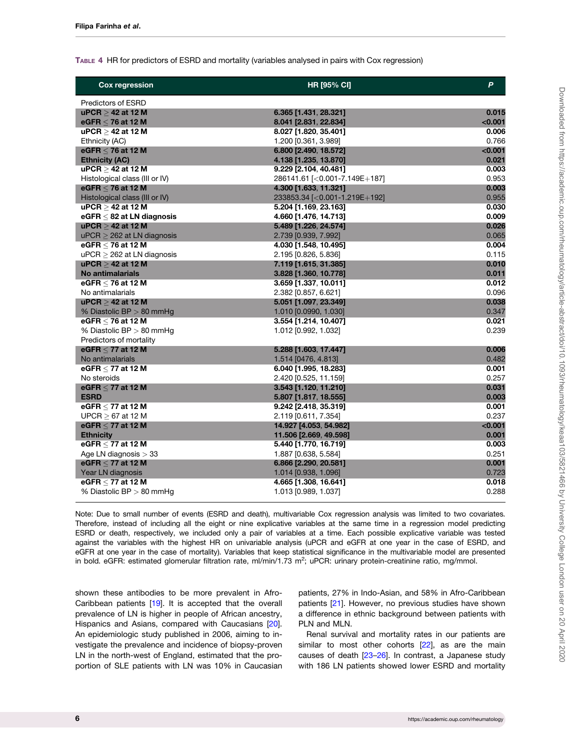**Table 4** HR for predictors of ESRD and mortality (variables analysed in pairs with Cox regression)

| Cox regression | HR [95% CI] | P |
|---|---|---|
| Predictors of ESRD | | |
| **uPCR ≥ 42 at 12 M** | **6.365 [1.431, 28.321]** | **0.015** |
| **eGFR ≤ 76 at 12 M** | **8.041 [2.831, 22.834]** | **<0.001** |
| **uPCR ≥ 42 at 12 M** | **8.027 [1.820, 35.401]** | **0.006** |
| Ethnicity (AC) | 1.200 [0.361, 3.989] | 0.766 |
| **eGFR ≤ 76 at 12 M** | **6.800 [2.490, 18.572]** | **<0.001** |
| **Ethnicity (AC)** | **4.138 [1.235, 13.870]** | **0.021** |
| **uPCR ≥ 42 at 12 M** | **9.229 [2.104, 40.481]** | **0.003** |
| Histological class (III or IV) | 286141.61 [<0.001-7.149E+187] | 0.953 |
| **eGFR ≤ 76 at 12 M** | **4.300 [1.633, 11.321]** | **0.003** |
| Histological class (III or IV) | 233853.34 [<0.001-1.219E+192] | 0.955 |
| **uPCR ≥ 42 at 12 M** | **5.204 [1.169, 23.163]** | **0.030** |
| **eGFR ≤ 82 at LN diagnosis** | **4.660 [1.476, 14.713]** | **0.009** |
| **uPCR ≥ 42 at 12 M** | **5.489 [1.226, 24.574]** | **0.026** |
| uPCR ≥ 262 at LN diagnosis | 2.739 [0.939, 7.992] | 0.065 |
| **eGFR ≤ 76 at 12 M** | **4.030 [1.548, 10.495]** | **0.004** |
| uPCR ≥ 262 at LN diagnosis | 2.195 [0.826, 5.836] | 0.115 |
| **uPCR ≥ 42 at 12 M** | **7.119 [1.615, 31.385]** | **0.010** |
| **No antimalarials** | **3.828 [1.360, 10.778]** | **0.011** |
| **eGFR ≤ 76 at 12 M** | **3.659 [1.337, 10.011]** | **0.012** |
| No antimalarials | 2.382 [0.857, 6.621] | 0.096 |
| **uPCR ≥ 42 at 12 M** | **5.051 [1.097, 23.349]** | **0.038** |
| % Diastolic BP > 80 mmHg | 1.010 [0.0990, 1.030] | 0.347 |
| **eGFR ≤ 76 at 12 M** | **3.554 [1.214, 10.407]** | **0.021** |
| % Diastolic BP > 80 mmHg | 1.012 [0.992, 1.032] | 0.239 |
| Predictors of mortality | | |
| **eGFR ≤ 77 at 12 M** | **5.288 [1.603, 17.447]** | **0.006** |
| No antimalarials | 1.514 [0476, 4.813] | 0.482 |
| **eGFR ≤ 77 at 12 M** | **6.040 [1.995, 18.283]** | **0.001** |
| No steroids | 2.420 [0.525, 11.159] | 0.257 |
| **eGFR ≤ 77 at 12 M** | **3.543 [1.120, 11.210]** | **0.031** |
| **ESRD** | **5.807 [1.817, 18.555]** | **0.003** |
| **eGFR ≤ 77 at 12 M** | **9.242 [2.418, 35.319]** | **0.001** |
| UPCR ≥ 67 at 12 M | 2.119 [0.611, 7.354] | 0.237 |
| **eGFR ≤ 77 at 12 M** | **14.927 [4.053, 54.982]** | **<0.001** |
| **Ethnicity** | **11.506 [2.669, 49.598]** | **0.001** |
| **eGFR ≤ 77 at 12 M** | **5.440 [1.770, 16.719]** | **0.003** |
| Age LN diagnosis > 33 | 1.887 [0.638, 5.584] | 0.251 |
| **eGFR ≤ 77 at 12 M** | **6.866 [2.290, 20.581]** | **0.001** |
| Year LN diagnosis | 1.014 [0.938, 1.096] | 0.723 |
| **eGFR ≤ 77 at 12 M** | **4.665 [1.308, 16.641]** | **0.018** |
| % Diastolic BP > 80 mmHg | 1.013 [0.989, 1.037] | 0.288 |

Note: Due to small number of events (ESRD and death), multivariable Cox regression analysis was limited to two covariates. Therefore, instead of including all the eight or nine explicative variables at the same time in a regression model predicting ESRD or death, respectively, we included only a pair of variables at a time. Each possible explicative variable was tested against the variables with the highest HR on univariable analysis (uPCR and eGFR at one year in the case of ESRD, and eGFR at one year in the case of mortality). Variables that keep statistical significance in the multivariable model are presented in bold. eGFR: estimated glomerular filtration rate, ml/min/1.73 m$^2$; uPCR: urinary protein-creatinine ratio, mg/mmol.

shown these antibodies to be more prevalent in Afro-Caribbean patients [19]. It is accepted that the overall prevalence of LN is higher in people of African ancestry, Hispanics and Asians, compared with Caucasians [20]. An epidemiologic study published in 2006, aiming to investigate the prevalence and incidence of biopsy-proven LN in the north-west of England, estimated that the proportion of SLE patients with LN was 10% in Caucasian patients, 27% in Indo-Asian, and 58% in Afro-Caribbean patients [21]. However, no previous studies have shown a difference in ethnic background between patients with PLN and MLN.

Renal survival and mortality rates in our patients are similar to most other cohorts [22], as are the main causes of death [23–26]. In contrast, a Japanese study with 186 LN patients showed lower ESRD and mortality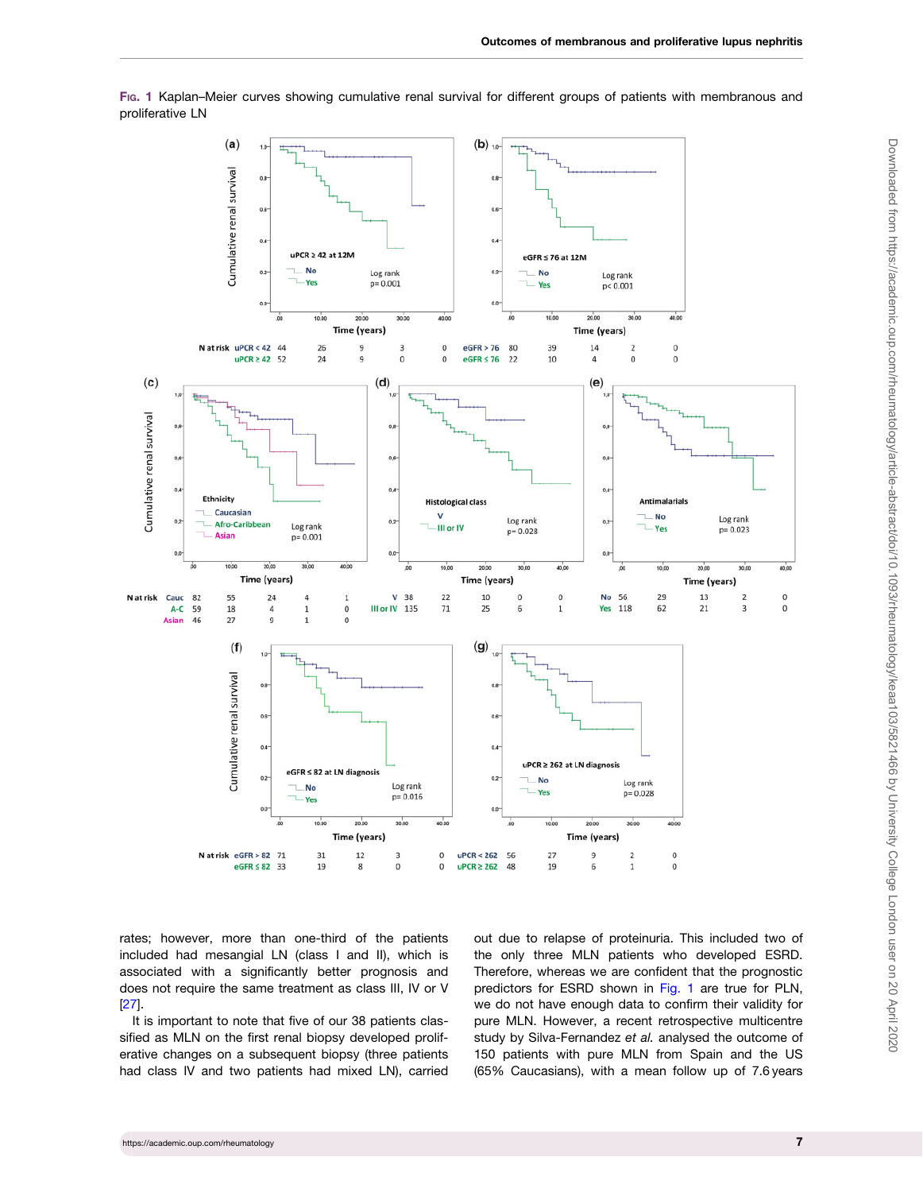Fig. 1 Kaplan–Meier curves showing cumulative renal survival for different groups of patients with membranous and proliferative LN

rates; however, more than one-third of the patients included had mesangial LN (class I and II), which is associated with a significantly better prognosis and does not require the same treatment as class III, IV or V [27].

It is important to note that five of our 38 patients classified as MLN on the first renal biopsy developed proliferative changes on a subsequent biopsy (three patients had class IV and two patients had mixed LN), carried out due to relapse of proteinuria. This included two of the only three MLN patients who developed ESRD. Therefore, whereas we are confident that the prognostic predictors for ESRD shown in Fig. 1 are true for PLN, we do not have enough data to confirm their validity for pure MLN. However, a recent retrospective multicentre study by Silva-Fernandez *et al.* analysed the outcome of 150 patients with pure MLN from Spain and the US (65% Caucasians), with a mean follow up of 7.6 years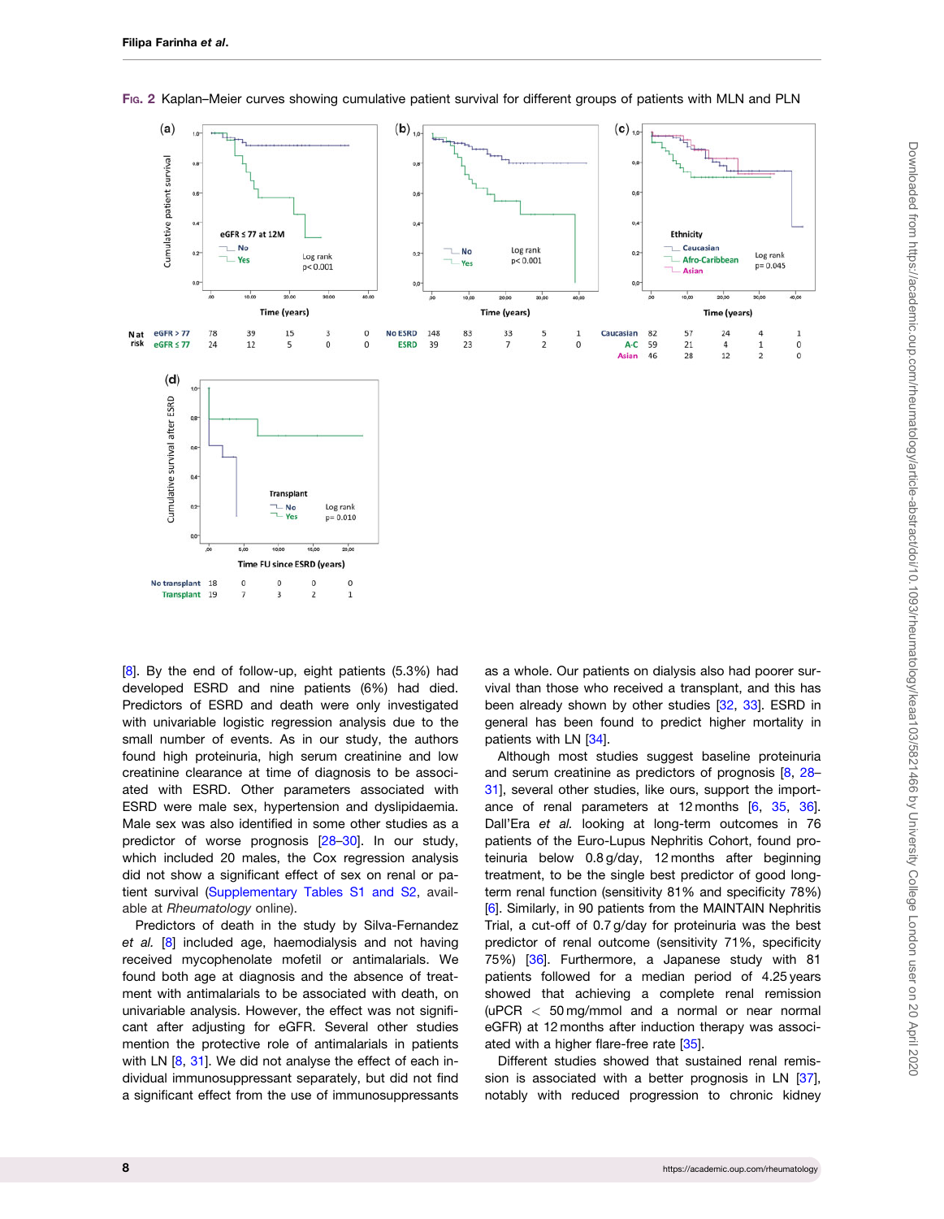FIG. 2 Kaplan–Meier curves showing cumulative patient survival for different groups of patients with MLN and PLN

[8]. By the end of follow-up, eight patients (5.3%) had developed ESRD and nine patients (6%) had died. Predictors of ESRD and death were only investigated with univariable logistic regression analysis due to the small number of events. As in our study, the authors found high proteinuria, high serum creatinine and low creatinine clearance at time of diagnosis to be associated with ESRD. Other parameters associated with ESRD were male sex, hypertension and dyslipidaemia. Male sex was also identified in some other studies as a predictor of worse prognosis [28–30]. In our study, which included 20 males, the Cox regression analysis did not show a significant effect of sex on renal or patient survival (Supplementary Tables S1 and S2, available at *Rheumatology* online).

Predictors of death in the study by Silva-Fernandez *et al.* [8] included age, haemodialysis and not having received mycophenolate mofetil or antimalarials. We found both age at diagnosis and the absence of treatment with antimalarials to be associated with death, on univariable analysis. However, the effect was not significant after adjusting for eGFR. Several other studies mention the protective role of antimalarials in patients with LN [8, 31]. We did not analyse the effect of each individual immunosuppressant separately, but did not find a significant effect from the use of immunosuppressants as a whole. Our patients on dialysis also had poorer survival than those who received a transplant, and this has been already shown by other studies [32, 33]. ESRD in general has been found to predict higher mortality in patients with LN [34].

Although most studies suggest baseline proteinuria and serum creatinine as predictors of prognosis [8, 28–31], several other studies, like ours, support the importance of renal parameters at 12 months [6, 35, 36]. Dall'Era *et al.* looking at long-term outcomes in 76 patients of the Euro-Lupus Nephritis Cohort, found proteinuria below 0.8 g/day, 12 months after beginning treatment, to be the single best predictor of good long-term renal function (sensitivity 81% and specificity 78%) [6]. Similarly, in 90 patients from the MAINTAIN Nephritis Trial, a cut-off of 0.7 g/day for proteinuria was the best predictor of renal outcome (sensitivity 71%, specificity 75%) [36]. Furthermore, a Japanese study with 81 patients followed for a median period of 4.25 years showed that achieving a complete renal remission (uPCR $<$ 50 mg/mmol and a normal or near normal eGFR) at 12 months after induction therapy was associated with a higher flare-free rate [35].

Different studies showed that sustained renal remission is associated with a better prognosis in LN [37], notably with reduced progression to chronic kidney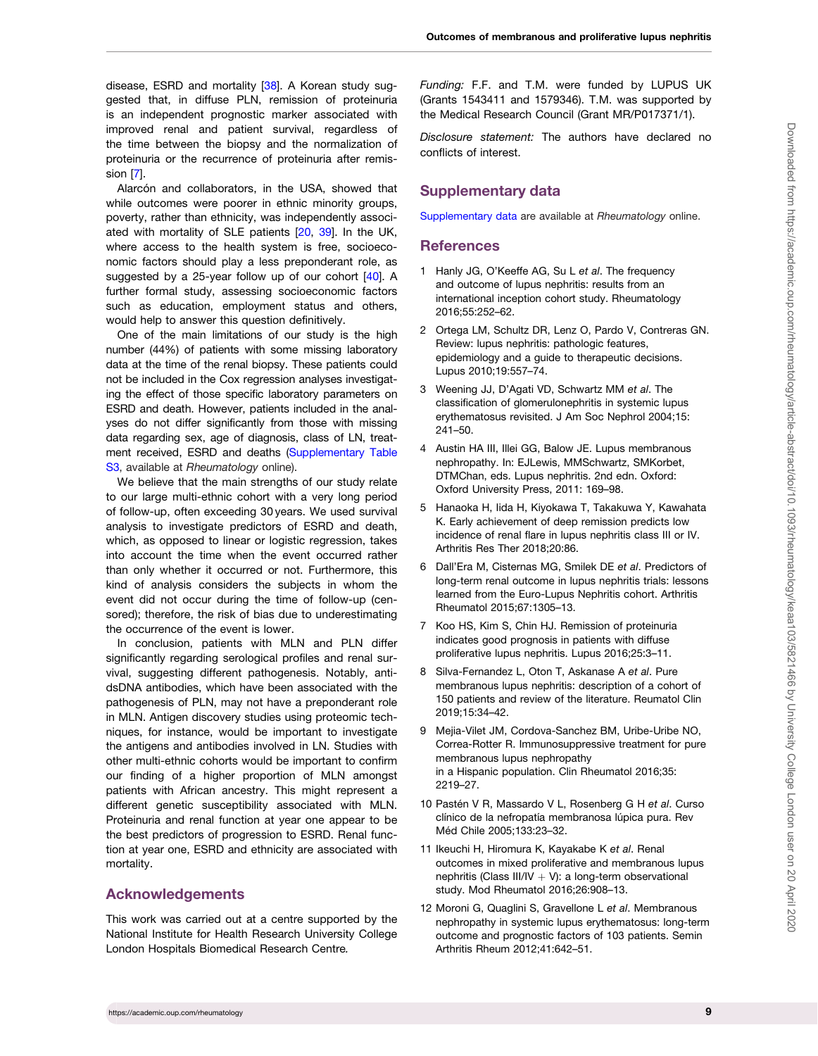disease, ESRD and mortality [38]. A Korean study suggested that, in diffuse PLN, remission of proteinuria is an independent prognostic marker associated with improved renal and patient survival, regardless of the time between the biopsy and the normalization of proteinuria or the recurrence of proteinuria after remission [7].

Alarcón and collaborators, in the USA, showed that while outcomes were poorer in ethnic minority groups, poverty, rather than ethnicity, was independently associated with mortality of SLE patients [20, 39]. In the UK, where access to the health system is free, socioeconomic factors should play a less preponderant role, as suggested by a 25-year follow up of our cohort [40]. A further formal study, assessing socioeconomic factors such as education, employment status and others, would help to answer this question definitively.

One of the main limitations of our study is the high number (44%) of patients with some missing laboratory data at the time of the renal biopsy. These patients could not be included in the Cox regression analyses investigating the effect of those specific laboratory parameters on ESRD and death. However, patients included in the analyses do not differ significantly from those with missing data regarding sex, age of diagnosis, class of LN, treatment received, ESRD and deaths (Supplementary Table S3, available at *Rheumatology* online).

We believe that the main strengths of our study relate to our large multi-ethnic cohort with a very long period of follow-up, often exceeding 30 years. We used survival analysis to investigate predictors of ESRD and death, which, as opposed to linear or logistic regression, takes into account the time when the event occurred rather than only whether it occurred or not. Furthermore, this kind of analysis considers the subjects in whom the event did not occur during the time of follow-up (censored); therefore, the risk of bias due to underestimating the occurrence of the event is lower.

In conclusion, patients with MLN and PLN differ significantly regarding serological profiles and renal survival, suggesting different pathogenesis. Notably, anti-dsDNA antibodies, which have been associated with the pathogenesis of PLN, may not have a preponderant role in MLN. Antigen discovery studies using proteomic techniques, for instance, would be important to investigate the antigens and antibodies involved in LN. Studies with other multi-ethnic cohorts would be important to confirm our finding of a higher proportion of MLN amongst patients with African ancestry. This might represent a different genetic susceptibility associated with MLN. Proteinuria and renal function at year one appear to be the best predictors of progression to ESRD. Renal function at year one, ESRD and ethnicity are associated with mortality.

## Acknowledgements

This work was carried out at a centre supported by the National Institute for Health Research University College London Hospitals Biomedical Research Centre.

*Funding:* F.F. and T.M. were funded by LUPUS UK (Grants 1543411 and 1579346). T.M. was supported by the Medical Research Council (Grant MR/P017371/1).

*Disclosure statement:* The authors have declared no conflicts of interest.

## Supplementary data

Supplementary data are available at *Rheumatology* online.

## References

1. Hanly JG, O'Keeffe AG, Su L *et al*. The frequency and outcome of lupus nephritis: results from an international inception cohort study. Rheumatology 2016;55:252–62.
2. Ortega LM, Schultz DR, Lenz O, Pardo V, Contreras GN. Review: lupus nephritis: pathologic features, epidemiology and a guide to therapeutic decisions. Lupus 2010;19:557–74.
3. Weening JJ, D'Agati VD, Schwartz MM *et al*. The classification of glomerulonephritis in systemic lupus erythematosus revisited. J Am Soc Nephrol 2004;15: 241–50.
4. Austin HA III, Illei GG, Balow JE. Lupus membranous nephropathy. In: EJLewis, MMSchwartz, SMKorbet, DTMChan, eds. Lupus nephritis. 2nd edn. Oxford: Oxford University Press, 2011: 169–98.
5. Hanaoka H, Iida H, Kiyokawa T, Takakuwa Y, Kawahata K. Early achievement of deep remission predicts low incidence of renal flare in lupus nephritis class III or IV. Arthritis Res Ther 2018;20:86.
6. Dall'Era M, Cisternas MG, Smilek DE *et al*. Predictors of long-term renal outcome in lupus nephritis trials: lessons learned from the Euro-Lupus Nephritis cohort. Arthritis Rheumatol 2015;67:1305–13.
7. Koo HS, Kim S, Chin HJ. Remission of proteinuria indicates good prognosis in patients with diffuse proliferative lupus nephritis. Lupus 2016;25:3–11.
8. Silva-Fernandez L, Oton T, Askanase A *et al*. Pure membranous lupus nephritis: description of a cohort of 150 patients and review of the literature. Reumatol Clin 2019;15:34–42.
9. Mejia-Vilet JM, Cordova-Sanchez BM, Uribe-Uribe NO, Correa-Rotter R. Immunosuppressive treatment for pure membranous lupus nephropathy in a Hispanic population. Clin Rheumatol 2016;35: 2219–27.
10. Pastén V R, Massardo V L, Rosenberg G H *et al*. Curso clínico de la nefropatía membranosa lúpica pura. Rev Méd Chile 2005;133:23–32.
11. Ikeuchi H, Hiromura K, Kayakabe K *et al*. Renal outcomes in mixed proliferative and membranous lupus nephritis (Class III/IV + V): a long-term observational study. Mod Rheumatol 2016;26:908–13.
12. Moroni G, Quaglini S, Gravellone L *et al*. Membranous nephropathy in systemic lupus erythematosus: long-term outcome and prognostic factors of 103 patients. Semin Arthritis Rheum 2012;41:642–51.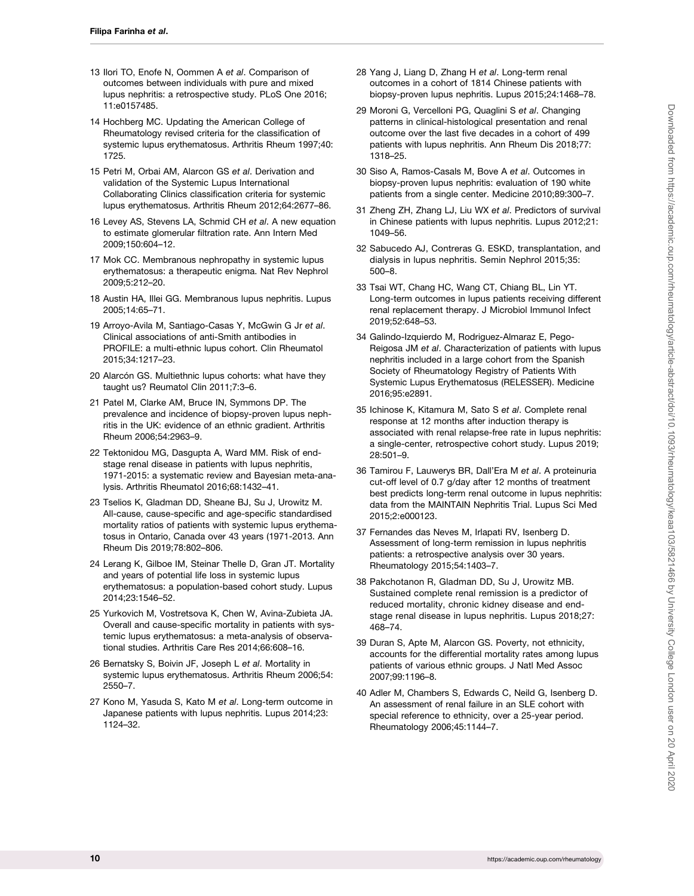13 Ilori TO, Enofe N, Oommen A *et al*. Comparison of outcomes between individuals with pure and mixed lupus nephritis: a retrospective study. PLoS One 2016; 11:e0157485.

14 Hochberg MC. Updating the American College of Rheumatology revised criteria for the classification of systemic lupus erythematosus. Arthritis Rheum 1997;40: 1725.

15 Petri M, Orbai AM, Alarcon GS *et al*. Derivation and validation of the Systemic Lupus International Collaborating Clinics classification criteria for systemic lupus erythematosus. Arthritis Rheum 2012;64:2677–86.

16 Levey AS, Stevens LA, Schmid CH *et al*. A new equation to estimate glomerular filtration rate. Ann Intern Med 2009;150:604–12.

17 Mok CC. Membranous nephropathy in systemic lupus erythematosus: a therapeutic enigma. Nat Rev Nephrol 2009;5:212–20.

18 Austin HA, Illei GG. Membranous lupus nephritis. Lupus 2005;14:65–71.

19 Arroyo-Avila M, Santiago-Casas Y, McGwin G Jr *et al*. Clinical associations of anti-Smith antibodies in PROFILE: a multi-ethnic lupus cohort. Clin Rheumatol 2015;34:1217–23.

20 Alarcón GS. Multiethnic lupus cohorts: what have they taught us? Reumatol Clin 2011;7:3–6.

21 Patel M, Clarke AM, Bruce IN, Symmons DP. The prevalence and incidence of biopsy-proven lupus nephritis in the UK: evidence of an ethnic gradient. Arthritis Rheum 2006;54:2963–9.

22 Tektonidou MG, Dasgupta A, Ward MM. Risk of end-stage renal disease in patients with lupus nephritis, 1971-2015: a systematic review and Bayesian meta-analysis. Arthritis Rheumatol 2016;68:1432–41.

23 Tselios K, Gladman DD, Sheane BJ, Su J, Urowitz M. All-cause, cause-specific and age-specific standardised mortality ratios of patients with systemic lupus erythematosus in Ontario, Canada over 43 years (1971-2013. Ann Rheum Dis 2019;78:802–806.

24 Lerang K, Gilboe IM, Steinar Thelle D, Gran JT. Mortality and years of potential life loss in systemic lupus erythematosus: a population-based cohort study. Lupus 2014;23:1546–52.

25 Yurkovich M, Vostretsova K, Chen W, Avina-Zubieta JA. Overall and cause-specific mortality in patients with systemic lupus erythematosus: a meta-analysis of observational studies. Arthritis Care Res 2014;66:608–16.

26 Bernatsky S, Boivin JF, Joseph L *et al*. Mortality in systemic lupus erythematosus. Arthritis Rheum 2006;54: 2550–7.

27 Kono M, Yasuda S, Kato M *et al*. Long-term outcome in Japanese patients with lupus nephritis. Lupus 2014;23: 1124–32.

28 Yang J, Liang D, Zhang H *et al*. Long-term renal outcomes in a cohort of 1814 Chinese patients with biopsy-proven lupus nephritis. Lupus 2015;24:1468–78.

29 Moroni G, Vercelloni PG, Quaglini S *et al*. Changing patterns in clinical-histological presentation and renal outcome over the last five decades in a cohort of 499 patients with lupus nephritis. Ann Rheum Dis 2018;77: 1318–25.

30 Siso A, Ramos-Casals M, Bove A *et al*. Outcomes in biopsy-proven lupus nephritis: evaluation of 190 white patients from a single center. Medicine 2010;89:300–7.

31 Zheng ZH, Zhang LJ, Liu WX *et al*. Predictors of survival in Chinese patients with lupus nephritis. Lupus 2012;21: 1049–56.

32 Sabucedo AJ, Contreras G. ESKD, transplantation, and dialysis in lupus nephritis. Semin Nephrol 2015;35: 500–8.

33 Tsai WT, Chang HC, Wang CT, Chiang BL, Lin YT. Long-term outcomes in lupus patients receiving different renal replacement therapy. J Microbiol Immunol Infect 2019;52:648–53.

34 Galindo-Izquierdo M, Rodriguez-Almaraz E, Pego-Reigosa JM *et al*. Characterization of patients with lupus nephritis included in a large cohort from the Spanish Society of Rheumatology Registry of Patients With Systemic Lupus Erythematosus (RELESSER). Medicine 2016;95:e2891.

35 Ichinose K, Kitamura M, Sato S *et al*. Complete renal response at 12 months after induction therapy is associated with renal relapse-free rate in lupus nephritis: a single-center, retrospective cohort study. Lupus 2019; 28:501–9.

36 Tamirou F, Lauwerys BR, Dall'Era M *et al*. A proteinuria cut-off level of 0.7 g/day after 12 months of treatment best predicts long-term renal outcome in lupus nephritis: data from the MAINTAIN Nephritis Trial. Lupus Sci Med 2015;2:e000123.

37 Fernandes das Neves M, Irlapati RV, Isenberg D. Assessment of long-term remission in lupus nephritis patients: a retrospective analysis over 30 years. Rheumatology 2015;54:1403–7.

38 Pakchotanon R, Gladman DD, Su J, Urowitz MB. Sustained complete renal remission is a predictor of reduced mortality, chronic kidney disease and end-stage renal disease in lupus nephritis. Lupus 2018;27: 468–74.

39 Duran S, Apte M, Alarcon GS. Poverty, not ethnicity, accounts for the differential mortality rates among lupus patients of various ethnic groups. J Natl Med Assoc 2007;99:1196–8.

40 Adler M, Chambers S, Edwards C, Neild G, Isenberg D. An assessment of renal failure in an SLE cohort with special reference to ethnicity, over a 25-year period. Rheumatology 2006;45:1144–7.